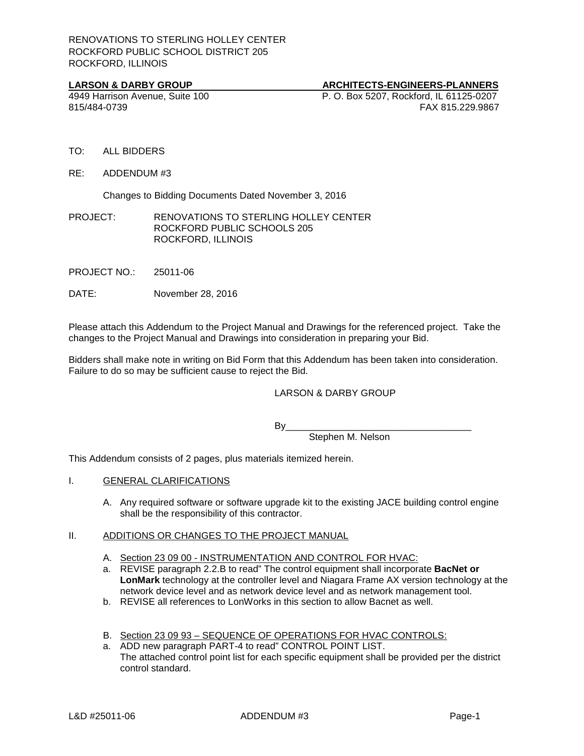RENOVATIONS TO STERLING HOLLEY CENTER
ROCKFORD PUBLIC SCHOOL DISTRICT 205
ROCKFORD, ILLINOIS

**LARSON & DARBY GROUP** **ARCHITECTS-ENGINEERS-PLANNERS**
4949 Harrison Avenue, Suite 100 P. O. Box 5207, Rockford, IL 61125-0207
815/484-0739 FAX 815.229.9867

TO: ALL BIDDERS

RE: ADDENDUM #3

Changes to Bidding Documents Dated November 3, 2016

PROJECT: RENOVATIONS TO STERLING HOLLEY CENTER
ROCKFORD PUBLIC SCHOOLS 205
ROCKFORD, ILLINOIS

PROJECT NO.: 25011-06

DATE: November 28, 2016

Please attach this Addendum to the Project Manual and Drawings for the referenced project. Take the changes to the Project Manual and Drawings into consideration in preparing your Bid.

Bidders shall make note in writing on Bid Form that this Addendum has been taken into consideration. Failure to do so may be sufficient cause to reject the Bid.

LARSON & DARBY GROUP

By___________________________________
Stephen M. Nelson

This Addendum consists of 2 pages, plus materials itemized herein.

I. GENERAL CLARIFICATIONS

A. Any required software or software upgrade kit to the existing JACE building control engine shall be the responsibility of this contractor.

II. ADDITIONS OR CHANGES TO THE PROJECT MANUAL

A. Section 23 09 00 - INSTRUMENTATION AND CONTROL FOR HVAC:

a. REVISE paragraph 2.2.B to read" The control equipment shall incorporate **BacNet or LonMark** technology at the controller level and Niagara Frame AX version technology at the network device level and as network device level and as network management tool.

b. REVISE all references to LonWorks in this section to allow Bacnet as well.

B. Section 23 09 93 – SEQUENCE OF OPERATIONS FOR HVAC CONTROLS:

a. ADD new paragraph PART-4 to read" CONTROL POINT LIST.
The attached control point list for each specific equipment shall be provided per the district control standard.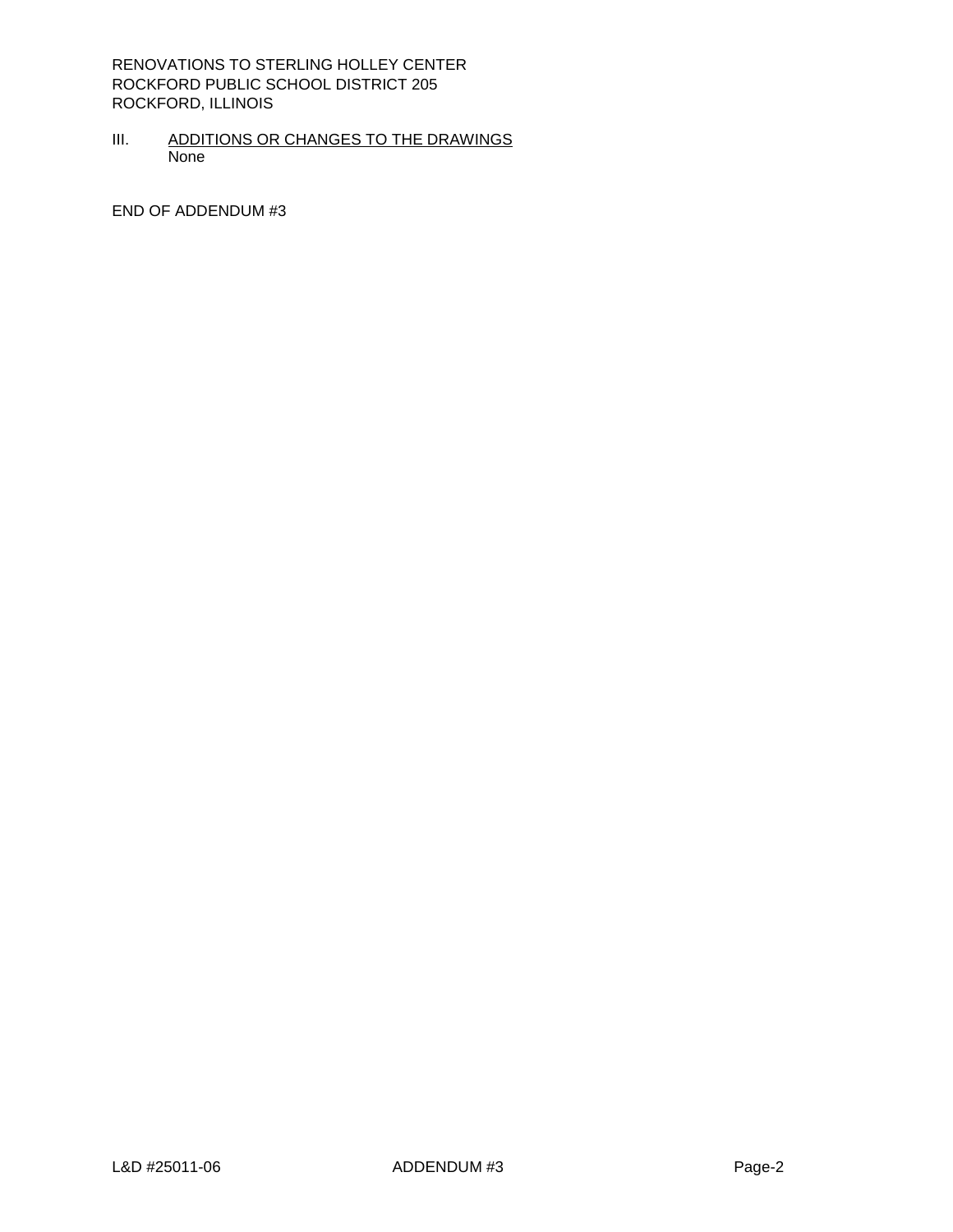III. ADDITIONS OR CHANGES TO THE DRAWINGS

None

END OF ADDENDUM #3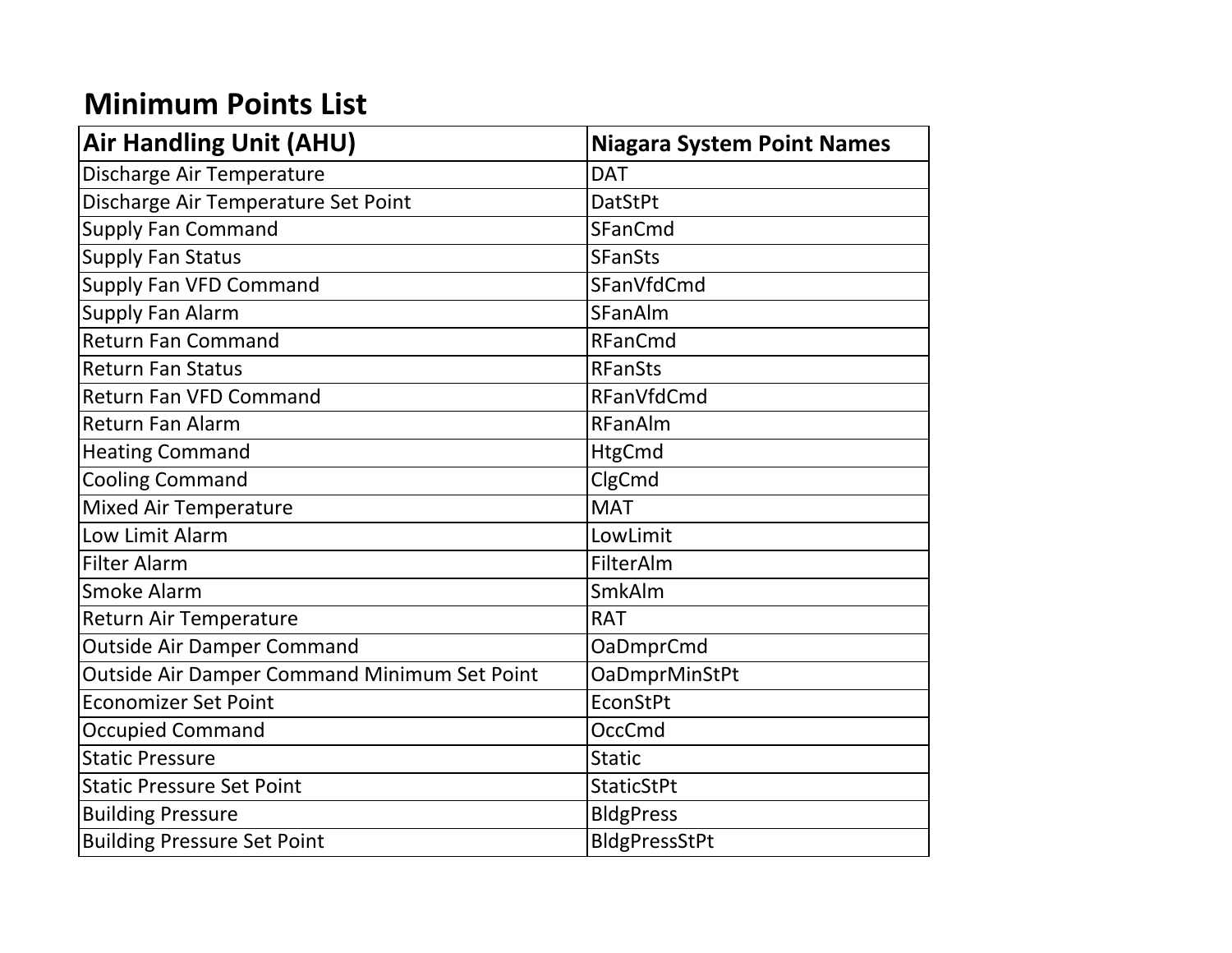# Minimum Points List

| Air Handling Unit (AHU) | Niagara System Point Names |
| --- | --- |
| Discharge Air Temperature | DAT |
| Discharge Air Temperature Set Point | DatStPt |
| Supply Fan Command | SFanCmd |
| Supply Fan Status | SFanSts |
| Supply Fan VFD Command | SFanVfdCmd |
| Supply Fan Alarm | SFanAlm |
| Return Fan Command | RFanCmd |
| Return Fan Status | RFanSts |
| Return Fan VFD Command | RFanVfdCmd |
| Return Fan Alarm | RFanAlm |
| Heating Command | HtgCmd |
| Cooling Command | ClgCmd |
| Mixed Air Temperature | MAT |
| Low Limit Alarm | LowLimit |
| Filter Alarm | FilterAlm |
| Smoke Alarm | SmkAlm |
| Return Air Temperature | RAT |
| Outside Air Damper Command | OaDmprCmd |
| Outside Air Damper Command Minimum Set Point | OaDmprMinStPt |
| Economizer Set Point | EconStPt |
| Occupied Command | OccCmd |
| Static Pressure | Static |
| Static Pressure Set Point | StaticStPt |
| Building Pressure | BldgPress |
| Building Pressure Set Point | BldgPressStPt |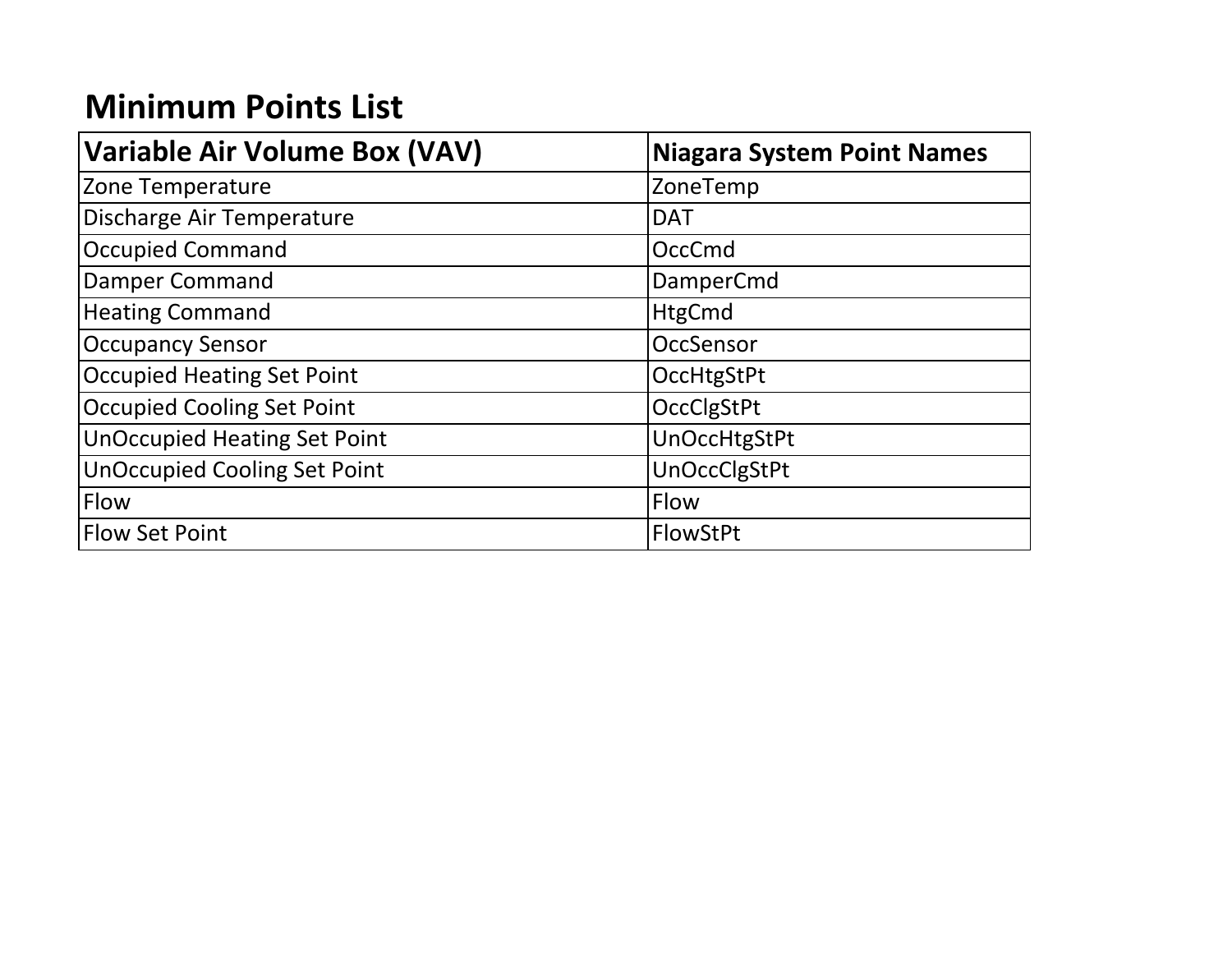# Minimum Points List

| Variable Air Volume Box (VAV) | Niagara System Point Names |
|---|---|
| Zone Temperature | ZoneTemp |
| Discharge Air Temperature | DAT |
| Occupied Command | OccCmd |
| Damper Command | DamperCmd |
| Heating Command | HtgCmd |
| Occupancy Sensor | OccSensor |
| Occupied Heating Set Point | OccHtgStPt |
| Occupied Cooling Set Point | OccClgStPt |
| UnOccupied Heating Set Point | UnOccHtgStPt |
| UnOccupied Cooling Set Point | UnOccClgStPt |
| Flow | Flow |
| Flow Set Point | FlowStPt |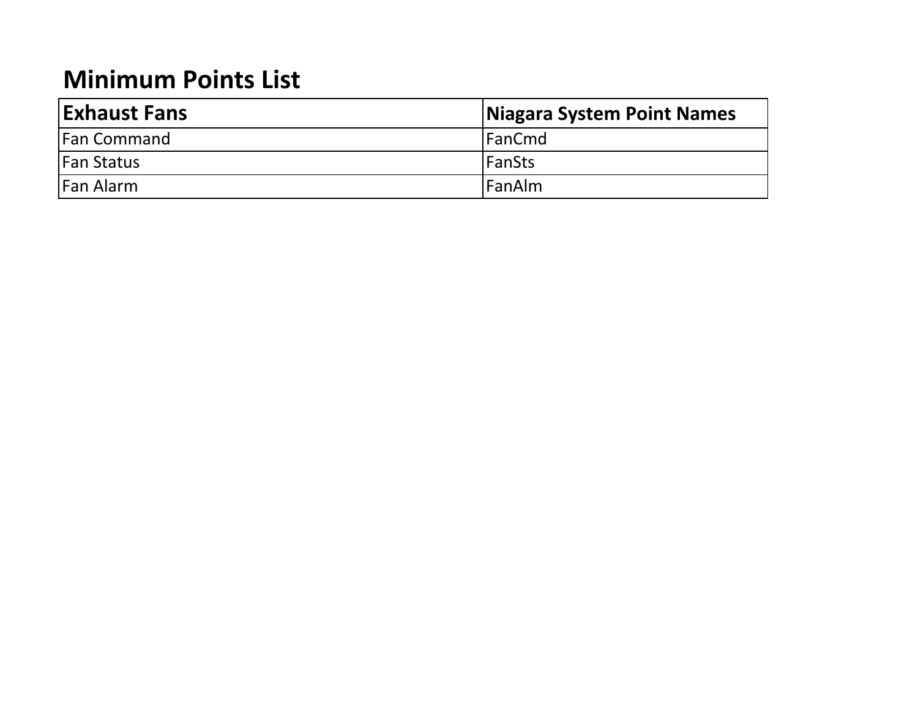# Minimum Points List

| Exhaust Fans | Niagara System Point Names |
|---|---|
| Fan Command | FanCmd |
| Fan Status | FanSts |
| Fan Alarm | FanAlm |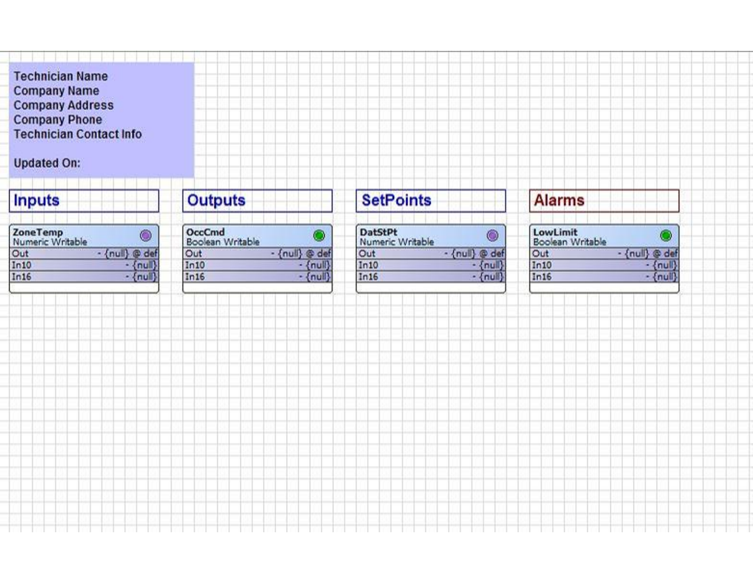Technician Name
Company Name
Company Address
Company Phone
Technician Contact Info

Updated On:

## Inputs

**ZoneTemp**
Numeric Writable

| | |
|---|---|
| Out | - {null} @ def |
| In10 | - {null} |
| In16 | - {null} |

## Outputs

**OccCmd**
Boolean Writable

| | |
|---|---|
| Out | - {null} @ def |
| In10 | - {null} |
| In16 | - {null} |

## SetPoints

**DatStPt**
Numeric Writable

| | |
|---|---|
| Out | - {null} @ def |
| In10 | - {null} |
| In16 | - {null} |

## Alarms

**LowLimit**
Boolean Writable

| | |
|---|---|
| Out | - {null} @ def |
| In10 | - {null} |
| In16 | - {null} |